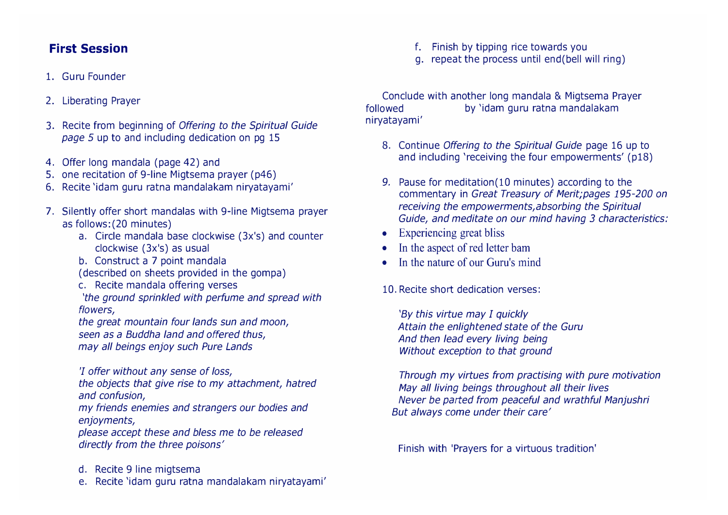## First Session

1. Guru Founder

2. Liberating Prayer

3. Recite from beginning of *Offering to the Spiritual Guide page 5* up to and including dedication on pg 15

4. Offer long mandala (page 42) and
5. one recitation of 9-line Migtsema prayer (p46)
6. Recite 'idam guru ratna mandalakam niryatayami'

7. Silently offer short mandalas with 9-line Migtsema prayer as follows:(20 minutes)
   a. Circle mandala base clockwise (3x's) and counter clockwise (3x's) as usual
   b. Construct a 7 point mandala
   (described on sheets provided in the gompa)
   c. Recite mandala offering verses
   *'the ground sprinkled with perfume and spread with flowers,*
   *the great mountain four lands sun and moon,*
   *seen as a Buddha land and offered thus,*
   *may all beings enjoy such Pure Lands*

   *'I offer without any sense of loss,*
   *the objects that give rise to my attachment, hatred and confusion,*
   *my friends enemies and strangers our bodies and enjoyments,*
   *please accept these and bless me to be released directly from the three poisons'*

   d. Recite 9 line migtsema
   e. Recite 'idam guru ratna mandalakam niryatayami'
   f. Finish by tipping rice towards you
   g. repeat the process until end(bell will ring)

Conclude with another long mandala & Migtsema Prayer followed by 'idam guru ratna mandalakam niryatayami'

8. Continue *Offering to the Spiritual Guide* page 16 up to and including 'receiving the four empowerments' (p18)

9. Pause for meditation(10 minutes) according to the commentary in *Great Treasury of Merit;pages 195-200 on receiving the empowerments,absorbing the Spiritual Guide, and meditate on our mind having 3 characteristics:*

- Experiencing great bliss
- In the aspect of red letter bam
- In the nature of our Guru's mind

10. Recite short dedication verses:

    *'By this virtue may I quickly*
    *Attain the enlightened state of the Guru*
    *And then lead every living being*
    *Without exception to that ground*

    *Through my virtues from practising with pure motivation*
    *May all living beings throughout all their lives*
    *Never be parted from peaceful and wrathful Manjushri*
    *But always come under their care'*

Finish with 'Prayers for a virtuous tradition'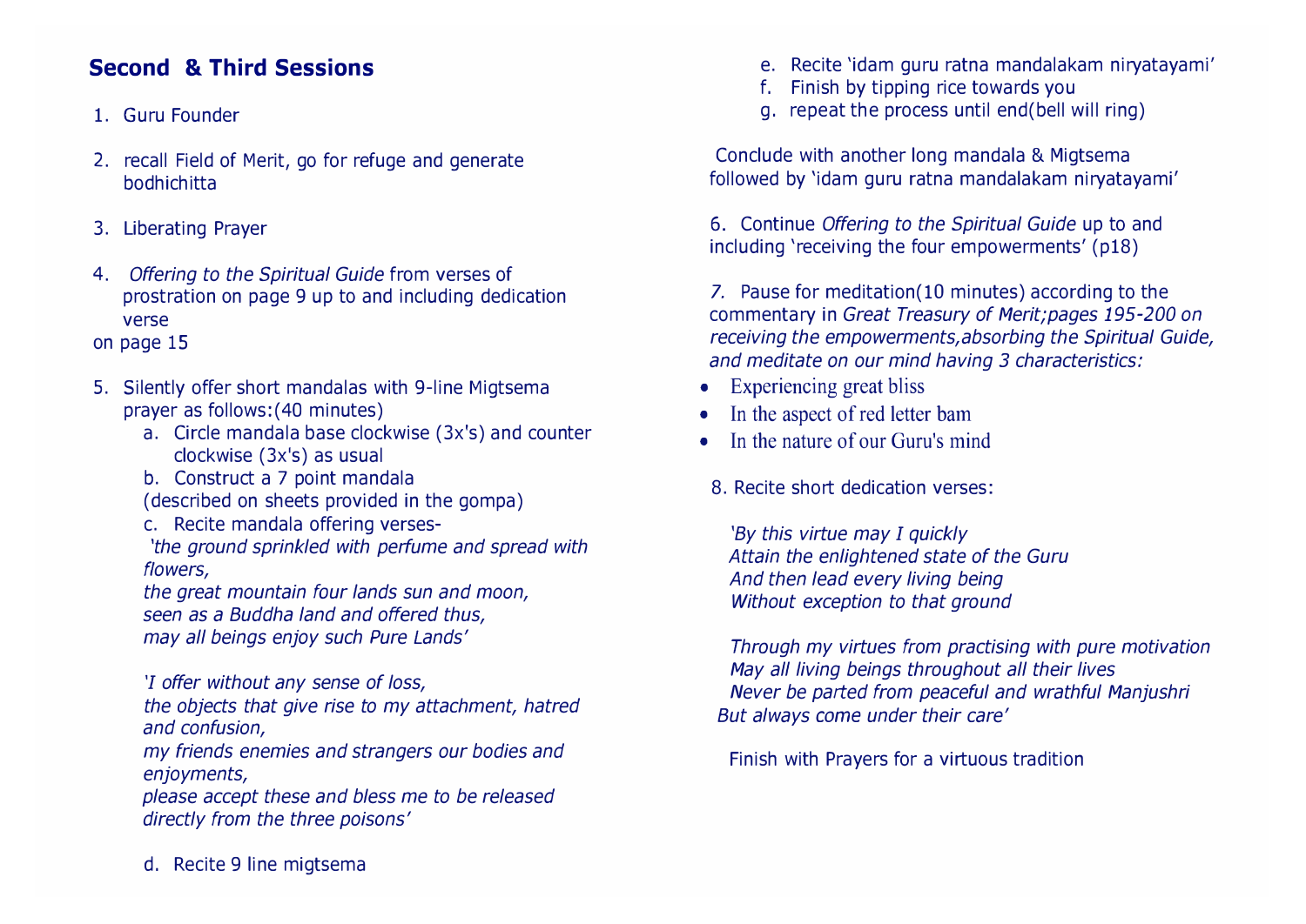## Second & Third Sessions

1. Guru Founder

2. recall Field of Merit, go for refuge and generate bodhichitta

3. Liberating Prayer

4. *Offering to the Spiritual Guide* from verses of prostration on page 9 up to and including dedication verse on page 15

5. Silently offer short mandalas with 9-line Migtsema prayer as follows:(40 minutes)
   a. Circle mandala base clockwise (3x's) and counter clockwise (3x's) as usual
   b. Construct a 7 point mandala (described on sheets provided in the gompa)
   c. Recite mandala offering verses-

   *'the ground sprinkled with perfume and spread with flowers,*
   *the great mountain four lands sun and moon,*
   *seen as a Buddha land and offered thus,*
   *may all beings enjoy such Pure Lands'*

   *'I offer without any sense of loss,*
   *the objects that give rise to my attachment, hatred and confusion,*
   *my friends enemies and strangers our bodies and enjoyments,*
   *please accept these and bless me to be released directly from the three poisons'*

   d. Recite 9 line migtsema
   e. Recite 'idam guru ratna mandalakam niryatayami'
   f. Finish by tipping rice towards you
   g. repeat the process until end(bell will ring)

Conclude with another long mandala & Migtsema followed by 'idam guru ratna mandalakam niryatayami'

6. Continue *Offering to the Spiritual Guide* up to and including 'receiving the four empowerments' (p18)

7. Pause for meditation(10 minutes) according to the commentary in *Great Treasury of Merit;pages 195-200 on receiving the empowerments,absorbing the Spiritual Guide, and meditate on our mind having 3 characteristics:*

- Experiencing great bliss
- In the aspect of red letter bam
- In the nature of our Guru's mind

8. Recite short dedication verses:

*'By this virtue may I quickly*
*Attain the enlightened state of the Guru*
*And then lead every living being*
*Without exception to that ground*

*Through my virtues from practising with pure motivation*
*May all living beings throughout all their lives*
*Never be parted from peaceful and wrathful Manjushri*
*But always come under their care'*

Finish with Prayers for a virtuous tradition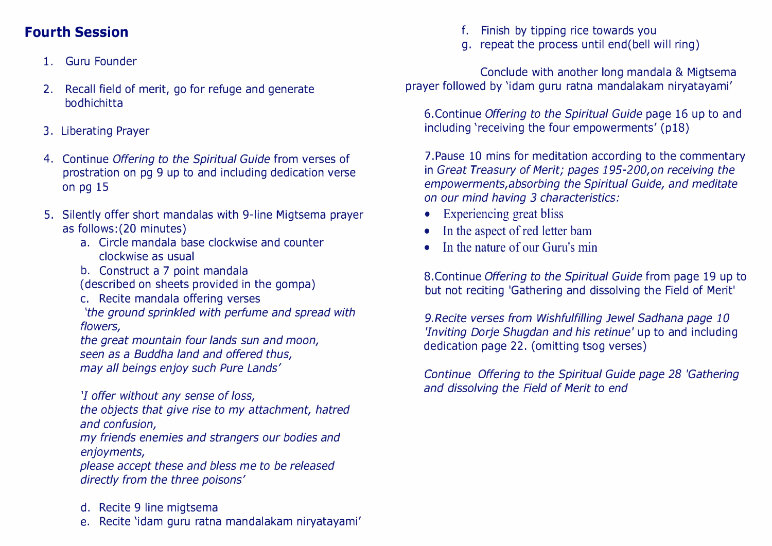## Fourth Session

1. Guru Founder

2. Recall field of merit, go for refuge and generate bodhichitta

3. Liberating Prayer

4. Continue *Offering to the Spiritual Guide* from verses of prostration on pg 9 up to and including dedication verse on pg 15

5. Silently offer short mandalas with 9-line Migtsema prayer as follows:(20 minutes)
   a. Circle mandala base clockwise and counter clockwise as usual
   b. Construct a 7 point mandala
   (described on sheets provided in the gompa)
   c. Recite mandala offering verses
   *'the ground sprinkled with perfume and spread with flowers,*
   *the great mountain four lands sun and moon,*
   *seen as a Buddha land and offered thus,*
   *may all beings enjoy such Pure Lands'*

   *'I offer without any sense of loss,*
   *the objects that give rise to my attachment, hatred and confusion,*
   *my friends enemies and strangers our bodies and enjoyments,*
   *please accept these and bless me to be released directly from the three poisons'*

   d. Recite 9 line migtsema
   e. Recite 'idam guru ratna mandalakam niryatayami'
   f. Finish by tipping rice towards you
   g. repeat the process until end(bell will ring)

Conclude with another long mandala & Migtsema prayer followed by 'idam guru ratna mandalakam niryatayami'

6. Continue *Offering to the Spiritual Guide* page 16 up to and including 'receiving the four empowerments' (p18)

7. Pause 10 mins for meditation according to the commentary in *Great Treasury of Merit; pages 195-200,on receiving the empowerments,absorbing the Spiritual Guide, and meditate on our mind having 3 characteristics:*
   - Experiencing great bliss
   - In the aspect of red letter bam
   - In the nature of our Guru's min

8. Continue *Offering to the Spiritual Guide* from page 19 up to but not reciting 'Gathering and dissolving the Field of Merit'

9. *Recite verses from Wishfulfilling Jewel Sadhana page 10 'Inviting Dorje Shugdan and his retinue'* up to and including dedication page 22. (omitting tsog verses)

*Continue Offering to the Spiritual Guide page 28 'Gathering and dissolving the Field of Merit to end*